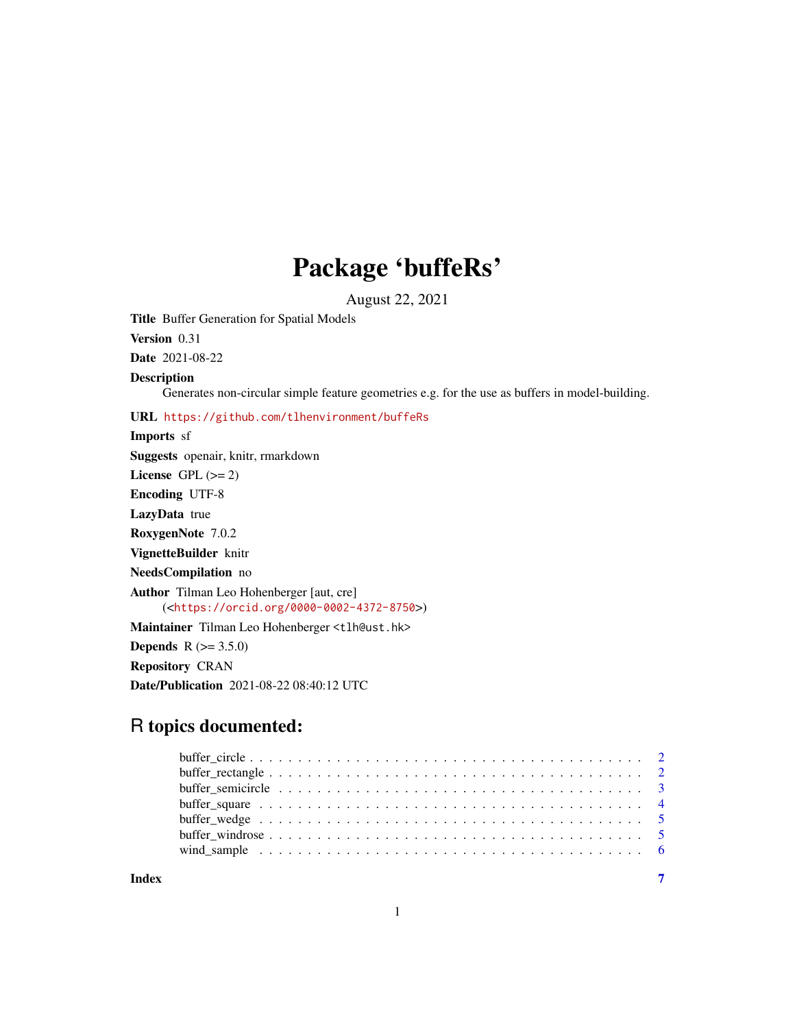# Package 'buffeRs'

August 22, 2021

**Title** Buffer Generation for Spatial Models

**Version** 0.31

**Date** 2021-08-22

**Description**
Generates non-circular simple feature geometries e.g. for the use as buffers in model-building.

**URL** https://github.com/tlhenvironment/buffeRs

**Imports** sf

**Suggests** openair, knitr, rmarkdown

**License** GPL (>= 2)

**Encoding** UTF-8

**LazyData** true

**RoxygenNote** 7.0.2

**VignetteBuilder** knitr

**NeedsCompilation** no

**Author** Tilman Leo Hohenberger [aut, cre]
(<https://orcid.org/0000-0002-4372-8750>)

**Maintainer** Tilman Leo Hohenberger <tlh@ust.hk>

**Depends** R (>= 3.5.0)

**Repository** CRAN

**Date/Publication** 2021-08-22 08:40:12 UTC

## R topics documented:

- buffer_circle . . . . . . . . . . . . . . . . . . . . . . . . . . . . . . . . . . . . . . . . 2
- buffer_rectangle . . . . . . . . . . . . . . . . . . . . . . . . . . . . . . . . . . . . . . 2
- buffer_semicircle . . . . . . . . . . . . . . . . . . . . . . . . . . . . . . . . . . . . . 3
- buffer_square . . . . . . . . . . . . . . . . . . . . . . . . . . . . . . . . . . . . . . . 4
- buffer_wedge . . . . . . . . . . . . . . . . . . . . . . . . . . . . . . . . . . . . . . . . 5
- buffer_windrose . . . . . . . . . . . . . . . . . . . . . . . . . . . . . . . . . . . . . . 5
- wind_sample . . . . . . . . . . . . . . . . . . . . . . . . . . . . . . . . . . . . . . . . 6

**Index** 7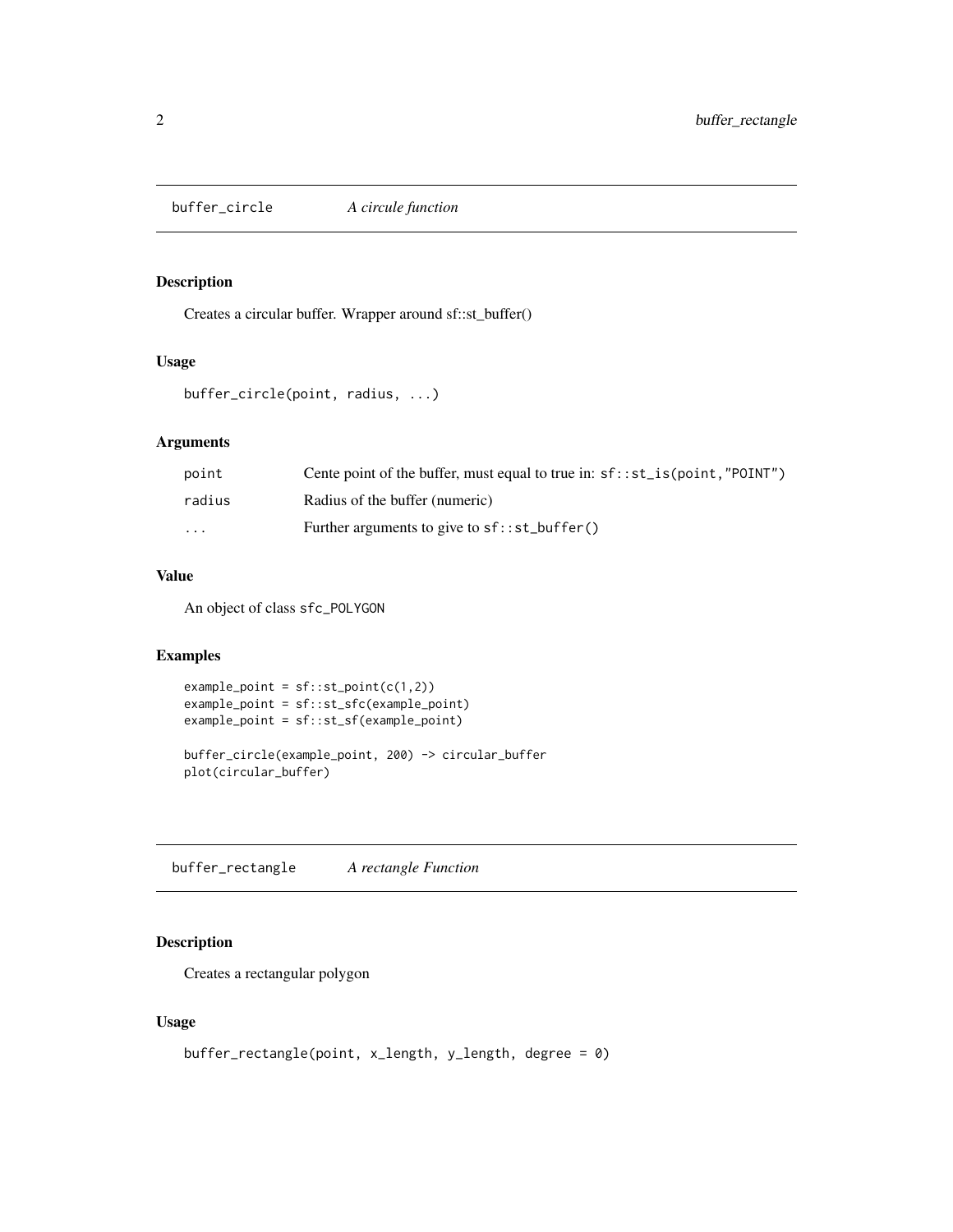## buffer_circle — *A circule function*

### Description

Creates a circular buffer. Wrapper around sf::st_buffer()

### Usage

```
buffer_circle(point, radius, ...)
```

### Arguments

| | |
|---|---|
| `point` | Cente point of the buffer, must equal to true in: `sf::st_is(point,"POINT")` |
| `radius` | Radius of the buffer (numeric) |
| `...` | Further arguments to give to `sf::st_buffer()` |

### Value

An object of class `sfc_POLYGON`

### Examples

```
example_point = sf::st_point(c(1,2))
example_point = sf::st_sfc(example_point)
example_point = sf::st_sf(example_point)

buffer_circle(example_point, 200) -> circular_buffer
plot(circular_buffer)
```

## buffer_rectangle — *A rectangle Function*

### Description

Creates a rectangular polygon

### Usage

```
buffer_rectangle(point, x_length, y_length, degree = 0)
```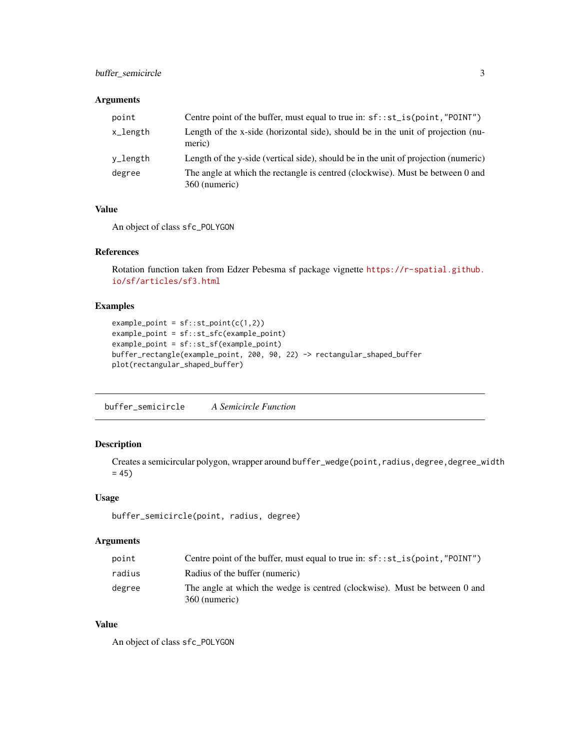### Arguments

| | |
|---|---|
| point | Centre point of the buffer, must equal to true in: `sf::st_is(point,"POINT")` |
| x_length | Length of the x-side (horizontal side), should be in the unit of projection (numeric) |
| y_length | Length of the y-side (vertical side), should be in the unit of projection (numeric) |
| degree | The angle at which the rectangle is centred (clockwise). Must be between 0 and 360 (numeric) |

### Value

An object of class `sfc_POLYGON`

### References

Rotation function taken from Edzer Pebesma sf package vignette https://r-spatial.github.io/sf/articles/sf3.html

### Examples

```
example_point = sf::st_point(c(1,2))
example_point = sf::st_sfc(example_point)
example_point = sf::st_sf(example_point)
buffer_rectangle(example_point, 200, 90, 22) -> rectangular_shaped_buffer
plot(rectangular_shaped_buffer)
```

---

## buffer_semicircle — *A Semicircle Function*

### Description

Creates a semicircular polygon, wrapper around `buffer_wedge(point,radius,degree,degree_width = 45)`

### Usage

```
buffer_semicircle(point, radius, degree)
```

### Arguments

| | |
|---|---|
| point | Centre point of the buffer, must equal to true in: `sf::st_is(point,"POINT")` |
| radius | Radius of the buffer (numeric) |
| degree | The angle at which the wedge is centred (clockwise). Must be between 0 and 360 (numeric) |

### Value

An object of class `sfc_POLYGON`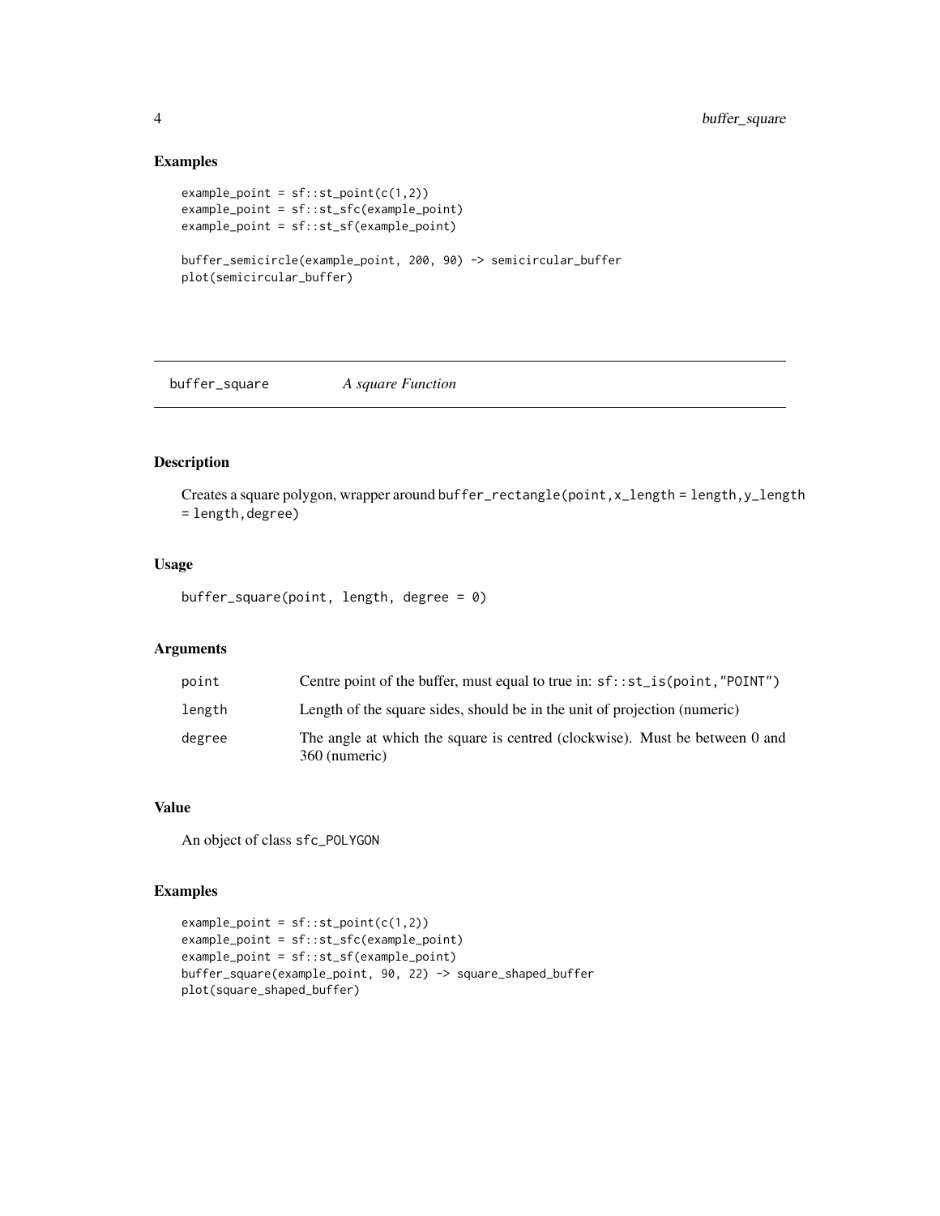## Examples

```
example_point = sf::st_point(c(1,2))
example_point = sf::st_sfc(example_point)
example_point = sf::st_sf(example_point)

buffer_semicircle(example_point, 200, 90) -> semicircular_buffer
plot(semicircular_buffer)
```

---

# buffer_square *A square Function*

---

## Description

Creates a square polygon, wrapper around `buffer_rectangle(point,x_length = length,y_length = length,degree)`

## Usage

```
buffer_square(point, length, degree = 0)
```

## Arguments

| | |
|---|---|
| point | Centre point of the buffer, must equal to true in: `sf::st_is(point,"POINT")` |
| length | Length of the square sides, should be in the unit of projection (numeric) |
| degree | The angle at which the square is centred (clockwise). Must be between 0 and 360 (numeric) |

## Value

An object of class `sfc_POLYGON`

## Examples

```
example_point = sf::st_point(c(1,2))
example_point = sf::st_sfc(example_point)
example_point = sf::st_sf(example_point)
buffer_square(example_point, 90, 22) -> square_shaped_buffer
plot(square_shaped_buffer)
```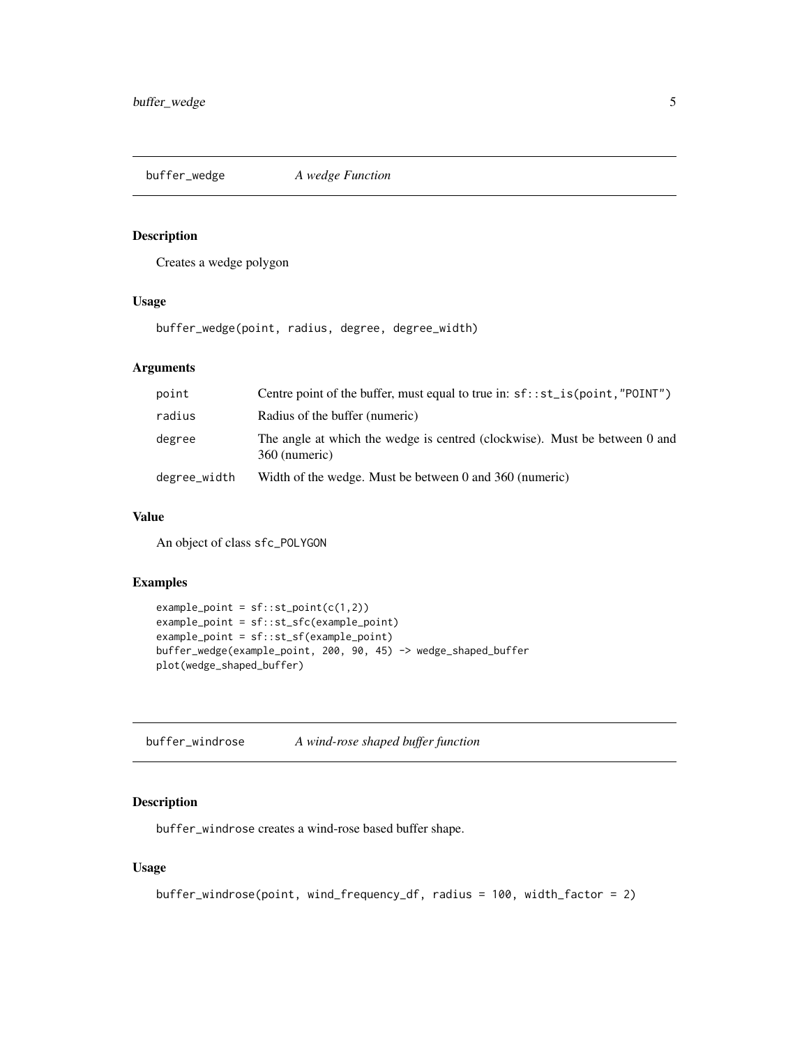## buffer_wedge *A wedge Function*

### Description

Creates a wedge polygon

### Usage

```
buffer_wedge(point, radius, degree, degree_width)
```

### Arguments

| | |
|---|---|
| point | Centre point of the buffer, must equal to true in: `sf::st_is(point,"POINT")` |
| radius | Radius of the buffer (numeric) |
| degree | The angle at which the wedge is centred (clockwise). Must be between 0 and 360 (numeric) |
| degree_width | Width of the wedge. Must be between 0 and 360 (numeric) |

### Value

An object of class `sfc_POLYGON`

### Examples

```
example_point = sf::st_point(c(1,2))
example_point = sf::st_sfc(example_point)
example_point = sf::st_sf(example_point)
buffer_wedge(example_point, 200, 90, 45) -> wedge_shaped_buffer
plot(wedge_shaped_buffer)
```

## buffer_windrose *A wind-rose shaped buffer function*

### Description

`buffer_windrose` creates a wind-rose based buffer shape.

### Usage

```
buffer_windrose(point, wind_frequency_df, radius = 100, width_factor = 2)
```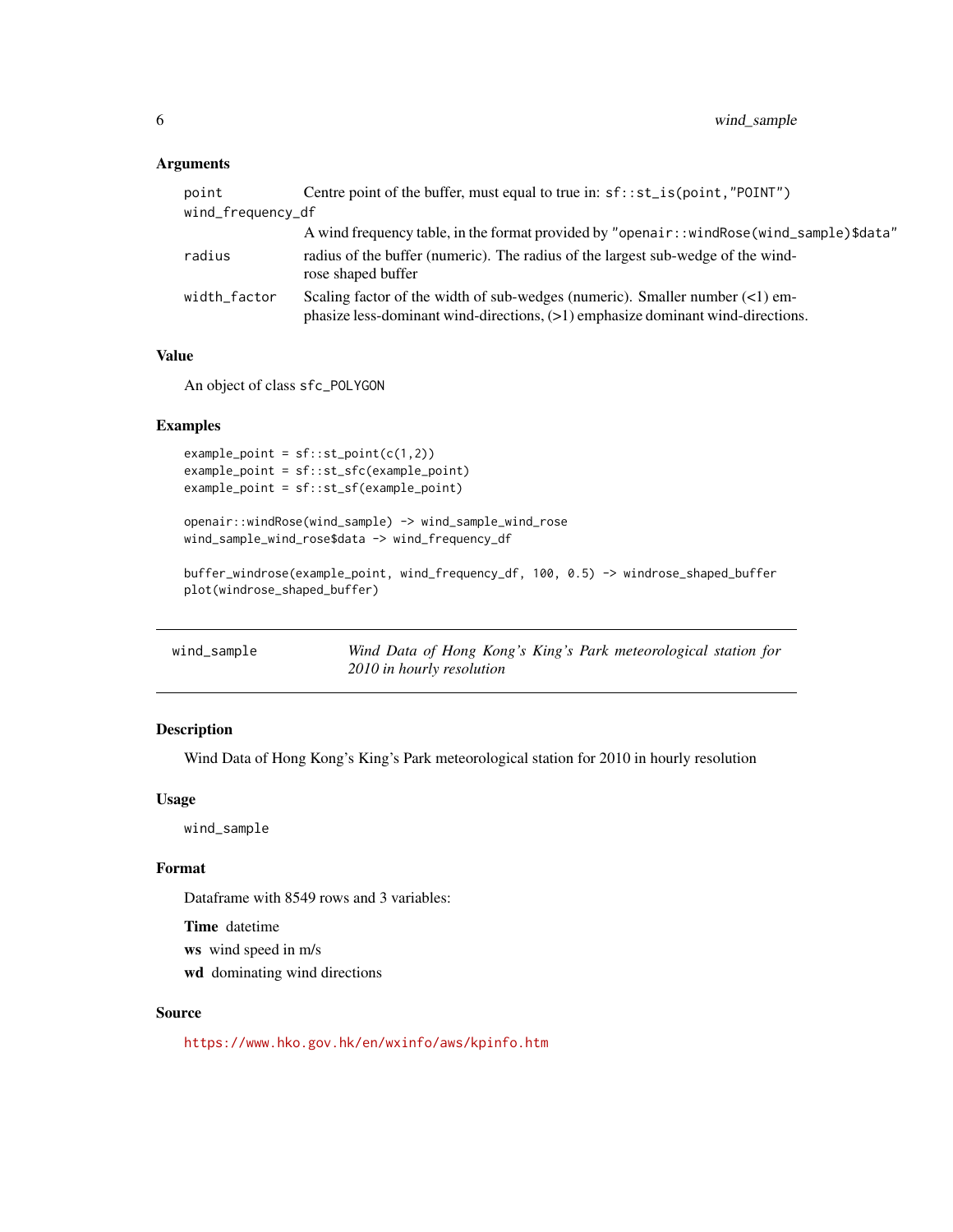### Arguments

| | |
|---|---|
| `point` | Centre point of the buffer, must equal to true in: `sf::st_is(point,"POINT")` |
| `wind_frequency_df` | A wind frequency table, in the format provided by `"openair::windRose(wind_sample)$data"` |
| `radius` | radius of the buffer (numeric). The radius of the largest sub-wedge of the wind-rose shaped buffer |
| `width_factor` | Scaling factor of the width of sub-wedges (numeric). Smaller number (<1) emphasize less-dominant wind-directions, (>1) emphasize dominant wind-directions. |

### Value

An object of class `sfc_POLYGON`

### Examples

```
example_point = sf::st_point(c(1,2))
example_point = sf::st_sfc(example_point)
example_point = sf::st_sf(example_point)

openair::windRose(wind_sample) -> wind_sample_wind_rose
wind_sample_wind_rose$data -> wind_frequency_df

buffer_windrose(example_point, wind_frequency_df, 100, 0.5) -> windrose_shaped_buffer
plot(windrose_shaped_buffer)
```

---

## `wind_sample` *Wind Data of Hong Kong's King's Park meteorological station for 2010 in hourly resolution*

### Description

Wind Data of Hong Kong's King's Park meteorological station for 2010 in hourly resolution

### Usage

```
wind_sample
```

### Format

Dataframe with 8549 rows and 3 variables:

**Time** datetime

**ws** wind speed in m/s

**wd** dominating wind directions

### Source

https://www.hko.gov.hk/en/wxinfo/aws/kpinfo.htm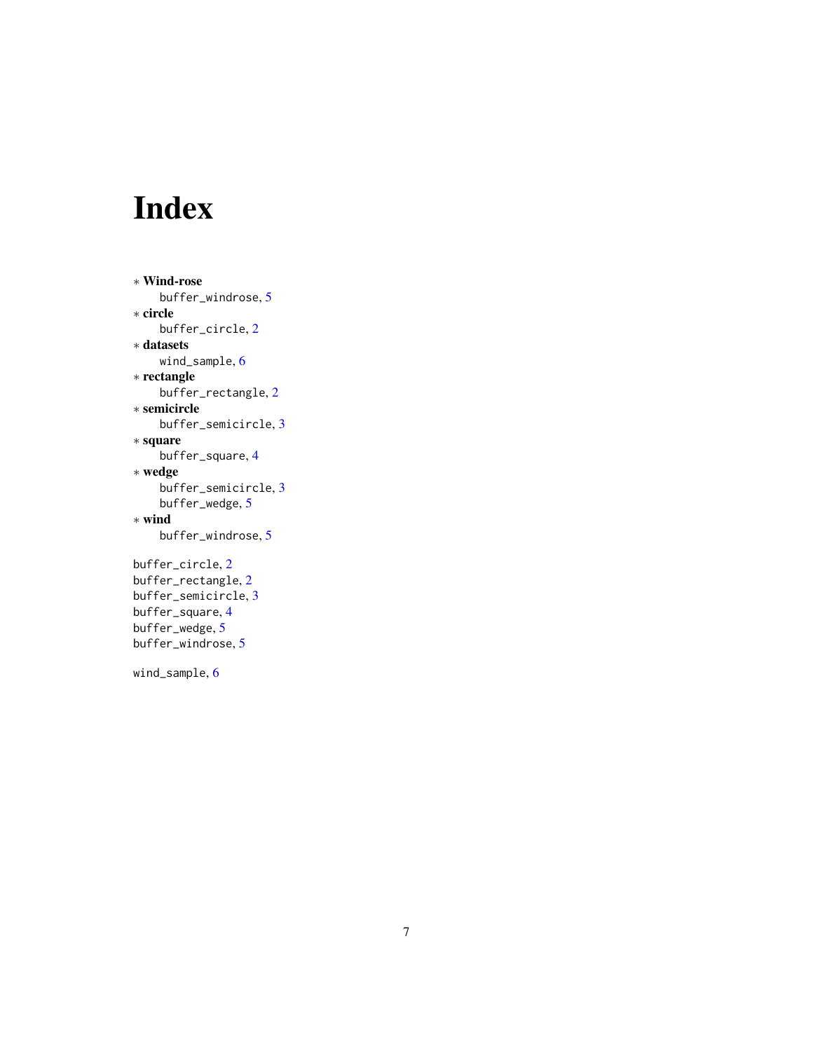# Index

∗ **Wind-rose**
  buffer_windrose, 5

∗ **circle**
  buffer_circle, 2

∗ **datasets**
  wind_sample, 6

∗ **rectangle**
  buffer_rectangle, 2

∗ **semicircle**
  buffer_semicircle, 3

∗ **square**
  buffer_square, 4

∗ **wedge**
  buffer_semicircle, 3
  buffer_wedge, 5

∗ **wind**
  buffer_windrose, 5

buffer_circle, 2
buffer_rectangle, 2
buffer_semicircle, 3
buffer_square, 4
buffer_wedge, 5
buffer_windrose, 5

wind_sample, 6